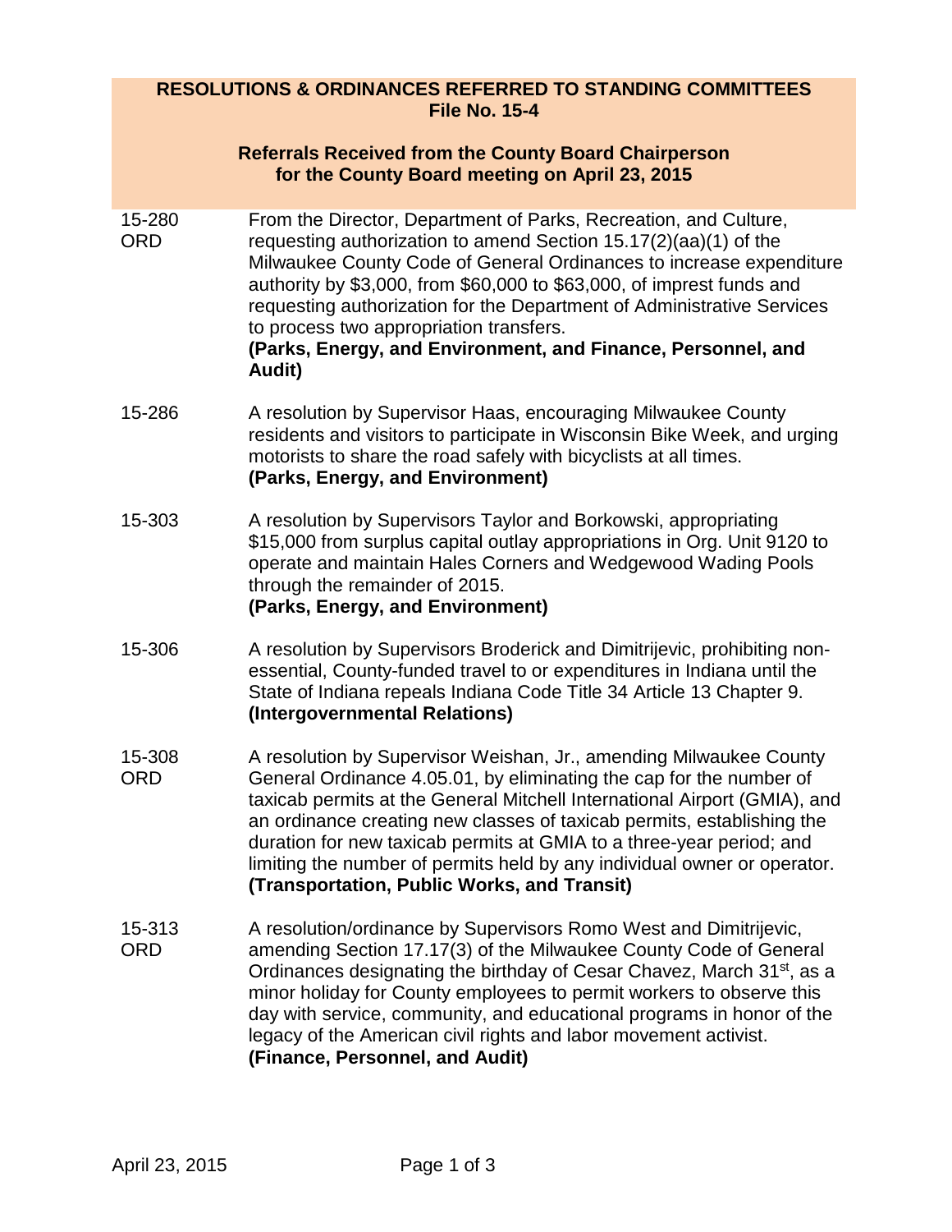## RESOLUTIONS & ORDINANCES REFERRED TO STANDING COMMITTEES
## File No. 15-4

### Referrals Received from the County Board Chairperson for the County Board meeting on April 23, 2015

**15-280 ORD**

From the Director, Department of Parks, Recreation, and Culture, requesting authorization to amend Section 15.17(2)(aa)(1) of the Milwaukee County Code of General Ordinances to increase expenditure authority by $3,000, from $60,000 to $63,000, of imprest funds and requesting authorization for the Department of Administrative Services to process two appropriation transfers.
**(Parks, Energy, and Environment, and Finance, Personnel, and Audit)**

**15-286**

A resolution by Supervisor Haas, encouraging Milwaukee County residents and visitors to participate in Wisconsin Bike Week, and urging motorists to share the road safely with bicyclists at all times.
**(Parks, Energy, and Environment)**

**15-303**

A resolution by Supervisors Taylor and Borkowski, appropriating $15,000 from surplus capital outlay appropriations in Org. Unit 9120 to operate and maintain Hales Corners and Wedgewood Wading Pools through the remainder of 2015.
**(Parks, Energy, and Environment)**

**15-306**

A resolution by Supervisors Broderick and Dimitrijevic, prohibiting non-essential, County-funded travel to or expenditures in Indiana until the State of Indiana repeals Indiana Code Title 34 Article 13 Chapter 9.
**(Intergovernmental Relations)**

**15-308 ORD**

A resolution by Supervisor Weishan, Jr., amending Milwaukee County General Ordinance 4.05.01, by eliminating the cap for the number of taxicab permits at the General Mitchell International Airport (GMIA), and an ordinance creating new classes of taxicab permits, establishing the duration for new taxicab permits at GMIA to a three-year period; and limiting the number of permits held by any individual owner or operator.
**(Transportation, Public Works, and Transit)**

**15-313 ORD**

A resolution/ordinance by Supervisors Romo West and Dimitrijevic, amending Section 17.17(3) of the Milwaukee County Code of General Ordinances designating the birthday of Cesar Chavez, March 31st, as a minor holiday for County employees to permit workers to observe this day with service, community, and educational programs in honor of the legacy of the American civil rights and labor movement activist.
**(Finance, Personnel, and Audit)**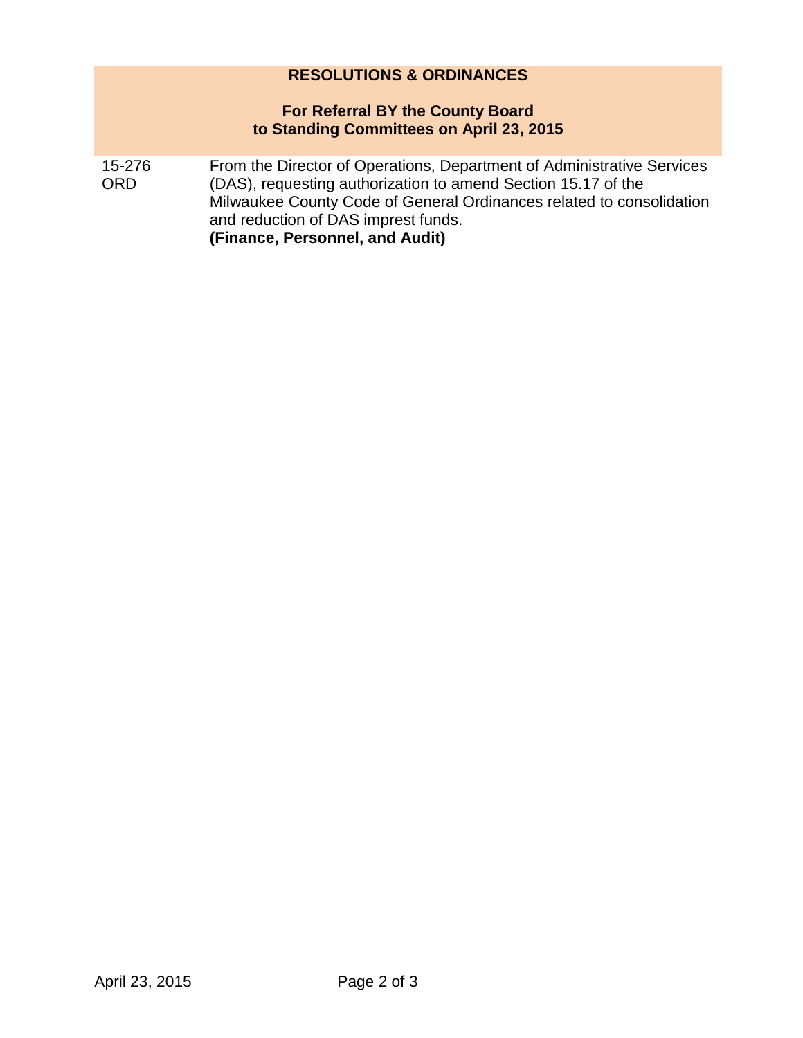## RESOLUTIONS & ORDINANCES

### For Referral BY the County Board to Standing Committees on April 23, 2015

| | |
|---|---|
| 15-276 ORD | From the Director of Operations, Department of Administrative Services (DAS), requesting authorization to amend Section 15.17 of the Milwaukee County Code of General Ordinances related to consolidation and reduction of DAS imprest funds. **(Finance, Personnel, and Audit)** |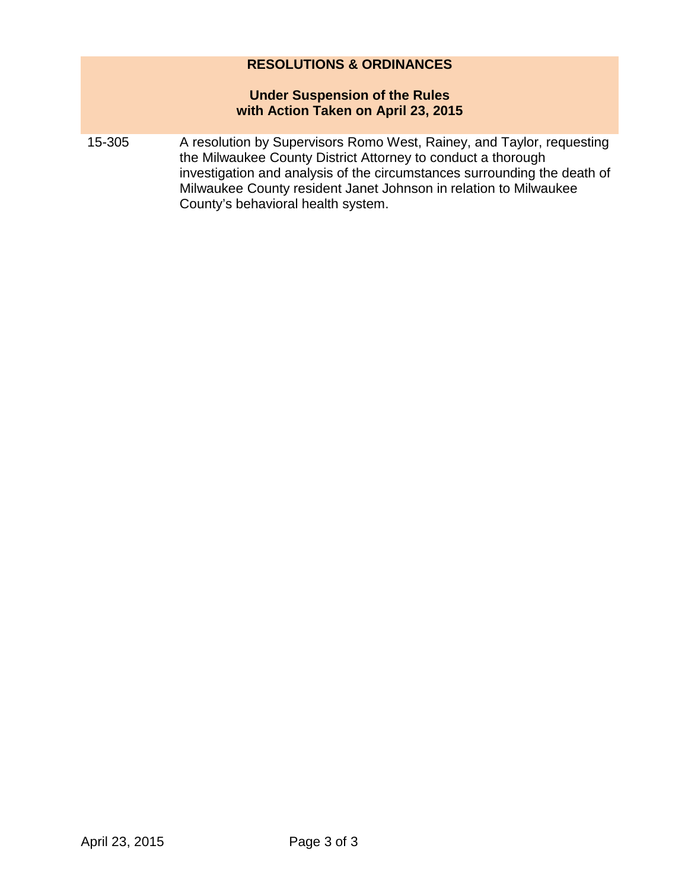## RESOLUTIONS & ORDINANCES

### Under Suspension of the Rules with Action Taken on April 23, 2015

| | |
|---|---|
| 15-305 | A resolution by Supervisors Romo West, Rainey, and Taylor, requesting the Milwaukee County District Attorney to conduct a thorough investigation and analysis of the circumstances surrounding the death of Milwaukee County resident Janet Johnson in relation to Milwaukee County's behavioral health system. |